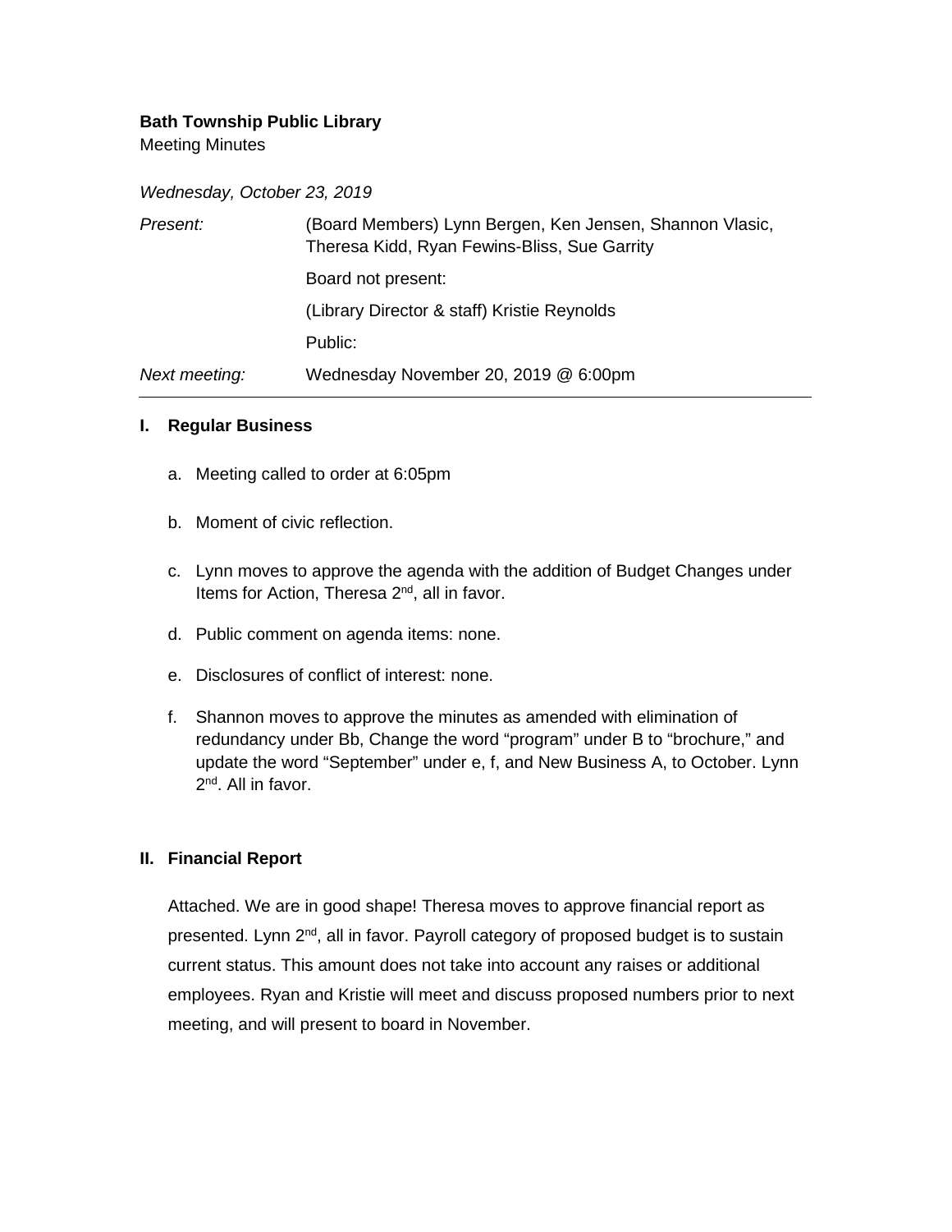**Bath Township Public Library**

Meeting Minutes

*Wednesday, October 23, 2019*

| | |
|---|---|
| *Present:* | (Board Members) Lynn Bergen, Ken Jensen, Shannon Vlasic, Theresa Kidd, Ryan Fewins-Bliss, Sue Garrity |
| | Board not present: |
| | (Library Director & staff) Kristie Reynolds |
| | Public: |
| *Next meeting:* | Wednesday November 20, 2019 @ 6:00pm |

---

## I. Regular Business

a. Meeting called to order at 6:05pm

b. Moment of civic reflection.

c. Lynn moves to approve the agenda with the addition of Budget Changes under Items for Action, Theresa 2nd, all in favor.

d. Public comment on agenda items: none.

e. Disclosures of conflict of interest: none.

f. Shannon moves to approve the minutes as amended with elimination of redundancy under Bb, Change the word "program" under B to "brochure," and update the word "September" under e, f, and New Business A, to October. Lynn 2nd. All in favor.

## II. Financial Report

Attached. We are in good shape! Theresa moves to approve financial report as presented. Lynn 2nd, all in favor. Payroll category of proposed budget is to sustain current status. This amount does not take into account any raises or additional employees. Ryan and Kristie will meet and discuss proposed numbers prior to next meeting, and will present to board in November.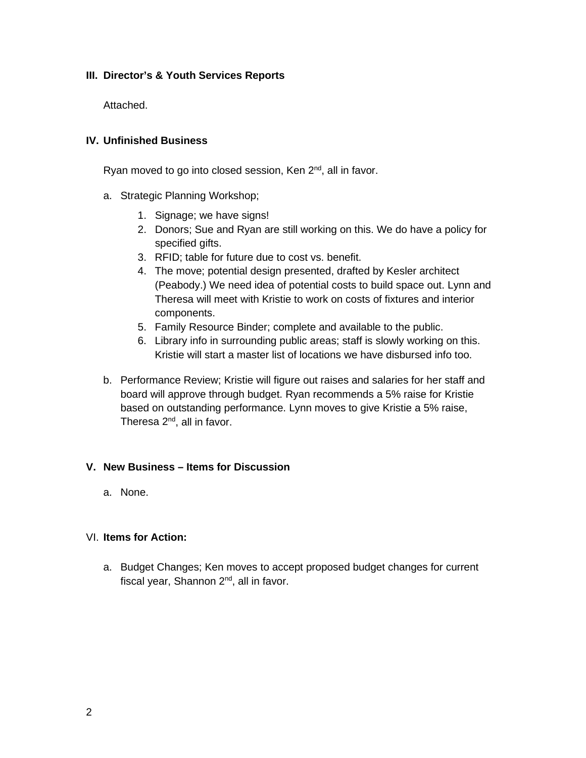**III. Director's & Youth Services Reports**

Attached.

**IV. Unfinished Business**

Ryan moved to go into closed session, Ken 2nd, all in favor.

a. Strategic Planning Workshop;

   1. Signage; we have signs!
   2. Donors; Sue and Ryan are still working on this. We do have a policy for specified gifts.
   3. RFID; table for future due to cost vs. benefit.
   4. The move; potential design presented, drafted by Kesler architect (Peabody.) We need idea of potential costs to build space out. Lynn and Theresa will meet with Kristie to work on costs of fixtures and interior components.
   5. Family Resource Binder; complete and available to the public.
   6. Library info in surrounding public areas; staff is slowly working on this. Kristie will start a master list of locations we have disbursed info too.

b. Performance Review; Kristie will figure out raises and salaries for her staff and board will approve through budget. Ryan recommends a 5% raise for Kristie based on outstanding performance. Lynn moves to give Kristie a 5% raise, Theresa 2nd, all in favor.

**V. New Business – Items for Discussion**

a. None.

VI. **Items for Action:**

a. Budget Changes; Ken moves to accept proposed budget changes for current fiscal year, Shannon 2nd, all in favor.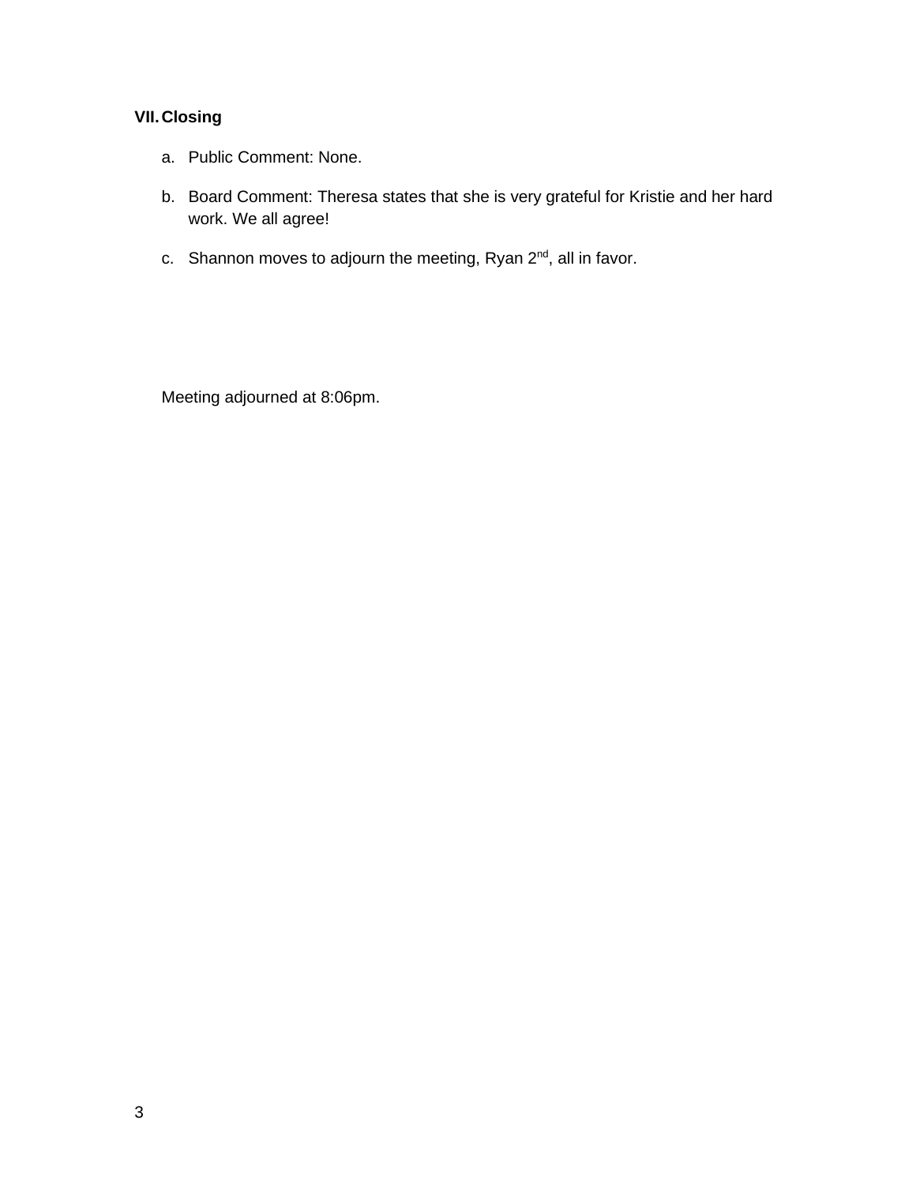## VII. Closing

a. Public Comment: None.

b. Board Comment: Theresa states that she is very grateful for Kristie and her hard work. We all agree!

c. Shannon moves to adjourn the meeting, Ryan 2nd, all in favor.

Meeting adjourned at 8:06pm.